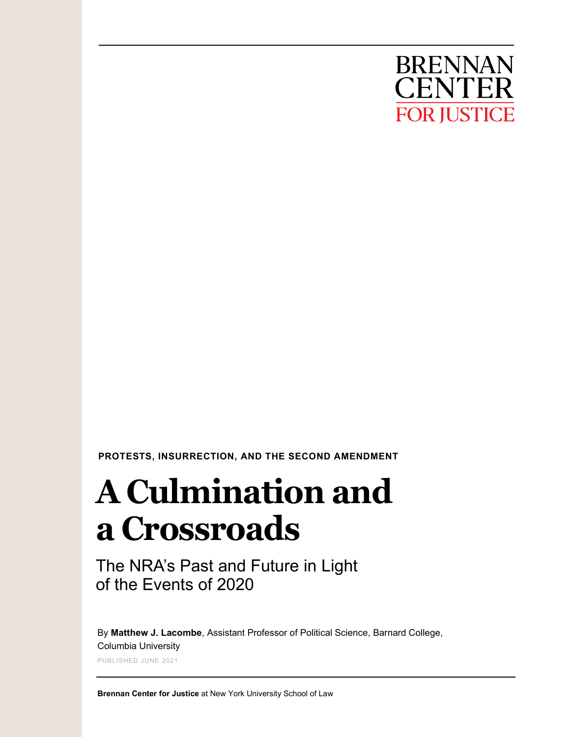BRENNAN CENTER FOR JUSTICE

**PROTESTS, INSURRECTION, AND THE SECOND AMENDMENT**

# A Culmination and a Crossroads

## The NRA's Past and Future in Light of the Events of 2020

By **Matthew J. Lacombe**, Assistant Professor of Political Science, Barnard College, Columbia University

PUBLISHED JUNE 2021

**Brennan Center for Justice** at New York University School of Law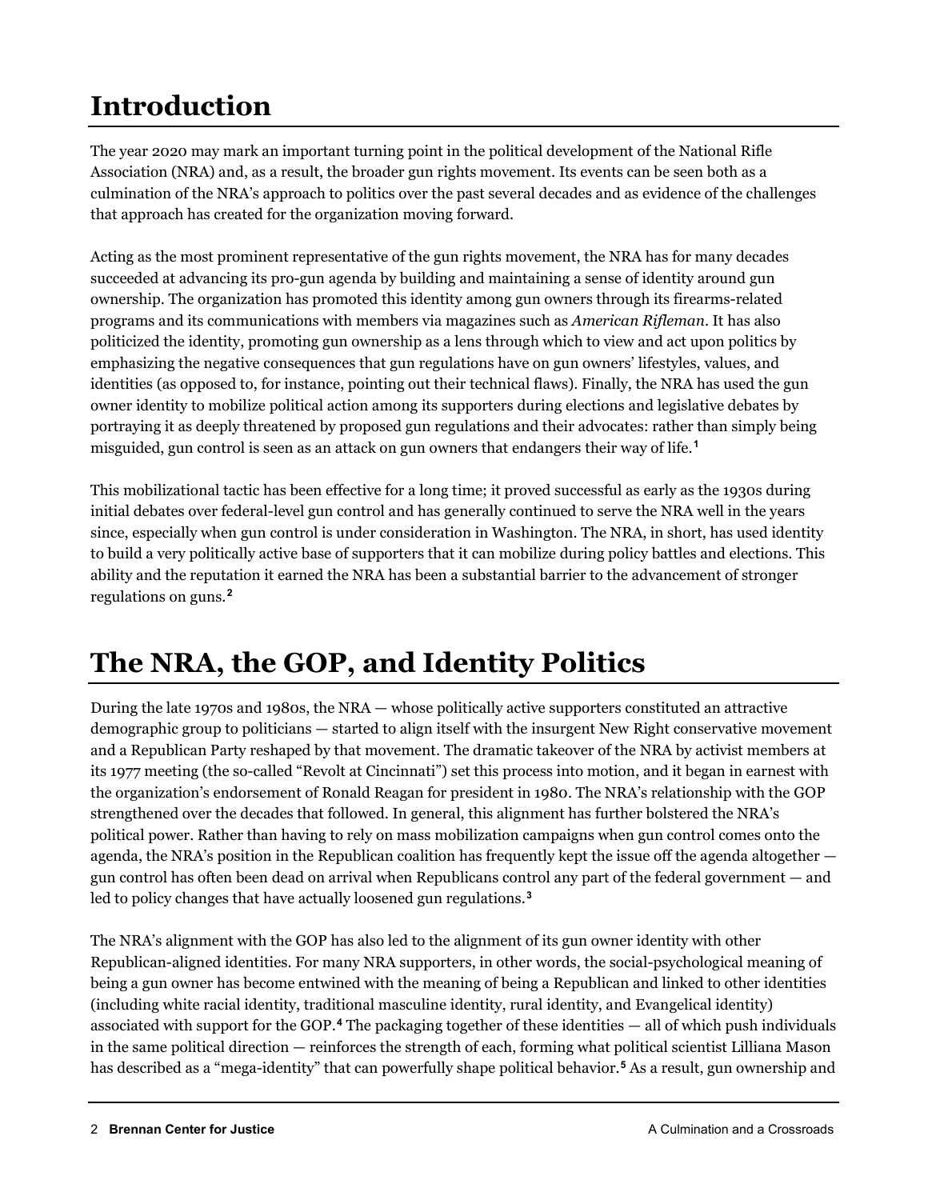# Introduction

The year 2020 may mark an important turning point in the political development of the National Rifle Association (NRA) and, as a result, the broader gun rights movement. Its events can be seen both as a culmination of the NRA's approach to politics over the past several decades and as evidence of the challenges that approach has created for the organization moving forward.

Acting as the most prominent representative of the gun rights movement, the NRA has for many decades succeeded at advancing its pro-gun agenda by building and maintaining a sense of identity around gun ownership. The organization has promoted this identity among gun owners through its firearms-related programs and its communications with members via magazines such as *American Rifleman*. It has also politicized the identity, promoting gun ownership as a lens through which to view and act upon politics by emphasizing the negative consequences that gun regulations have on gun owners' lifestyles, values, and identities (as opposed to, for instance, pointing out their technical flaws). Finally, the NRA has used the gun owner identity to mobilize political action among its supporters during elections and legislative debates by portraying it as deeply threatened by proposed gun regulations and their advocates: rather than simply being misguided, gun control is seen as an attack on gun owners that endangers their way of life.[1]

This mobilizational tactic has been effective for a long time; it proved successful as early as the 1930s during initial debates over federal-level gun control and has generally continued to serve the NRA well in the years since, especially when gun control is under consideration in Washington. The NRA, in short, has used identity to build a very politically active base of supporters that it can mobilize during policy battles and elections. This ability and the reputation it earned the NRA has been a substantial barrier to the advancement of stronger regulations on guns.[2]

# The NRA, the GOP, and Identity Politics

During the late 1970s and 1980s, the NRA — whose politically active supporters constituted an attractive demographic group to politicians — started to align itself with the insurgent New Right conservative movement and a Republican Party reshaped by that movement. The dramatic takeover of the NRA by activist members at its 1977 meeting (the so-called "Revolt at Cincinnati") set this process into motion, and it began in earnest with the organization's endorsement of Ronald Reagan for president in 1980. The NRA's relationship with the GOP strengthened over the decades that followed. In general, this alignment has further bolstered the NRA's political power. Rather than having to rely on mass mobilization campaigns when gun control comes onto the agenda, the NRA's position in the Republican coalition has frequently kept the issue off the agenda altogether — gun control has often been dead on arrival when Republicans control any part of the federal government — and led to policy changes that have actually loosened gun regulations.[3]

The NRA's alignment with the GOP has also led to the alignment of its gun owner identity with other Republican-aligned identities. For many NRA supporters, in other words, the social-psychological meaning of being a gun owner has become entwined with the meaning of being a Republican and linked to other identities (including white racial identity, traditional masculine identity, rural identity, and Evangelical identity) associated with support for the GOP.[4] The packaging together of these identities — all of which push individuals in the same political direction — reinforces the strength of each, forming what political scientist Lilliana Mason has described as a "mega-identity" that can powerfully shape political behavior.[5] As a result, gun ownership and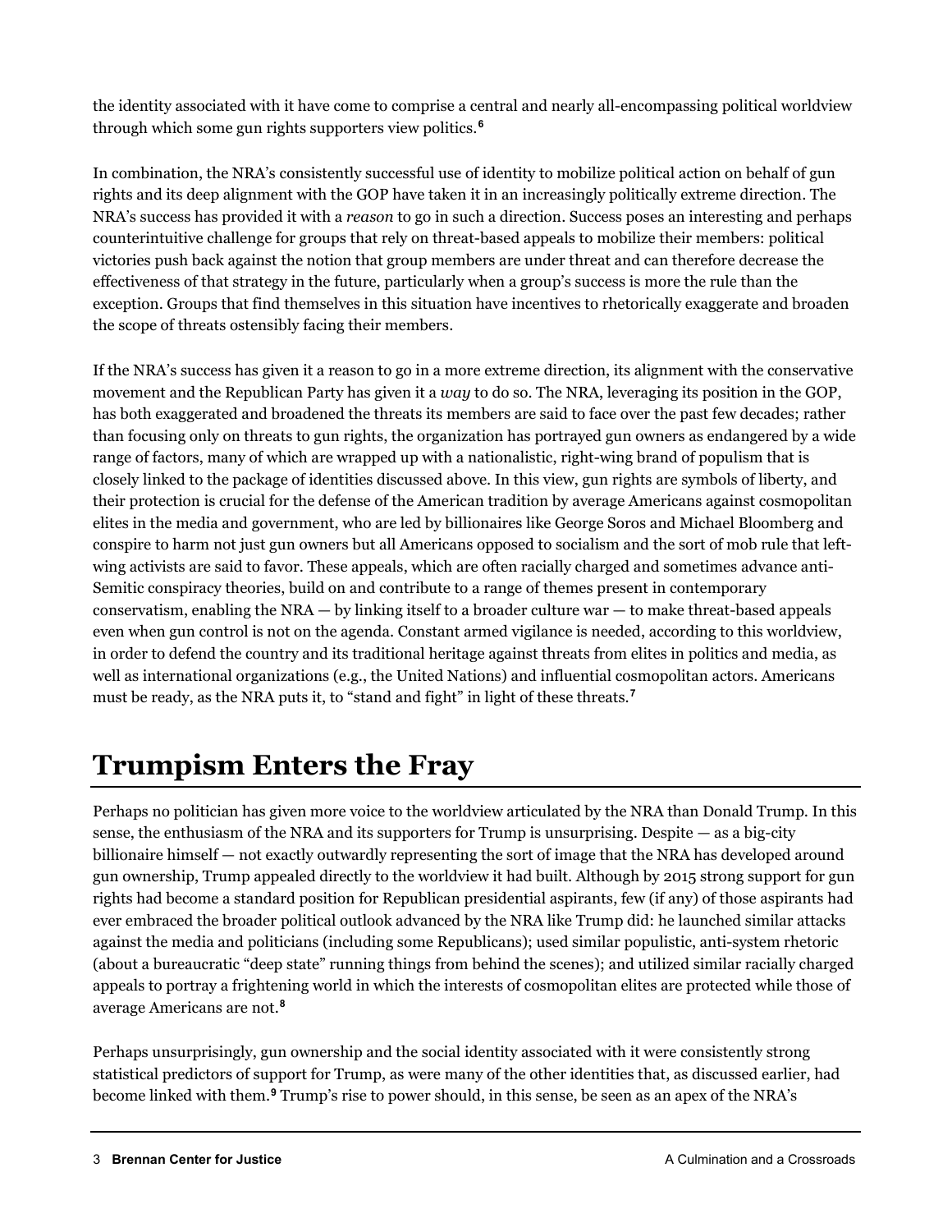the identity associated with it have come to comprise a central and nearly all-encompassing political worldview through which some gun rights supporters view politics.[6]

In combination, the NRA's consistently successful use of identity to mobilize political action on behalf of gun rights and its deep alignment with the GOP have taken it in an increasingly politically extreme direction. The NRA's success has provided it with a *reason* to go in such a direction. Success poses an interesting and perhaps counterintuitive challenge for groups that rely on threat-based appeals to mobilize their members: political victories push back against the notion that group members are under threat and can therefore decrease the effectiveness of that strategy in the future, particularly when a group's success is more the rule than the exception. Groups that find themselves in this situation have incentives to rhetorically exaggerate and broaden the scope of threats ostensibly facing their members.

If the NRA's success has given it a reason to go in a more extreme direction, its alignment with the conservative movement and the Republican Party has given it a *way* to do so. The NRA, leveraging its position in the GOP, has both exaggerated and broadened the threats its members are said to face over the past few decades; rather than focusing only on threats to gun rights, the organization has portrayed gun owners as endangered by a wide range of factors, many of which are wrapped up with a nationalistic, right-wing brand of populism that is closely linked to the package of identities discussed above. In this view, gun rights are symbols of liberty, and their protection is crucial for the defense of the American tradition by average Americans against cosmopolitan elites in the media and government, who are led by billionaires like George Soros and Michael Bloomberg and conspire to harm not just gun owners but all Americans opposed to socialism and the sort of mob rule that left-wing activists are said to favor. These appeals, which are often racially charged and sometimes advance anti-Semitic conspiracy theories, build on and contribute to a range of themes present in contemporary conservatism, enabling the NRA — by linking itself to a broader culture war — to make threat-based appeals even when gun control is not on the agenda. Constant armed vigilance is needed, according to this worldview, in order to defend the country and its traditional heritage against threats from elites in politics and media, as well as international organizations (e.g., the United Nations) and influential cosmopolitan actors. Americans must be ready, as the NRA puts it, to "stand and fight" in light of these threats.[7]

# Trumpism Enters the Fray

Perhaps no politician has given more voice to the worldview articulated by the NRA than Donald Trump. In this sense, the enthusiasm of the NRA and its supporters for Trump is unsurprising. Despite — as a big-city billionaire himself — not exactly outwardly representing the sort of image that the NRA has developed around gun ownership, Trump appealed directly to the worldview it had built. Although by 2015 strong support for gun rights had become a standard position for Republican presidential aspirants, few (if any) of those aspirants had ever embraced the broader political outlook advanced by the NRA like Trump did: he launched similar attacks against the media and politicians (including some Republicans); used similar populistic, anti-system rhetoric (about a bureaucratic "deep state" running things from behind the scenes); and utilized similar racially charged appeals to portray a frightening world in which the interests of cosmopolitan elites are protected while those of average Americans are not.[8]

Perhaps unsurprisingly, gun ownership and the social identity associated with it were consistently strong statistical predictors of support for Trump, as were many of the other identities that, as discussed earlier, had become linked with them.[9] Trump's rise to power should, in this sense, be seen as an apex of the NRA's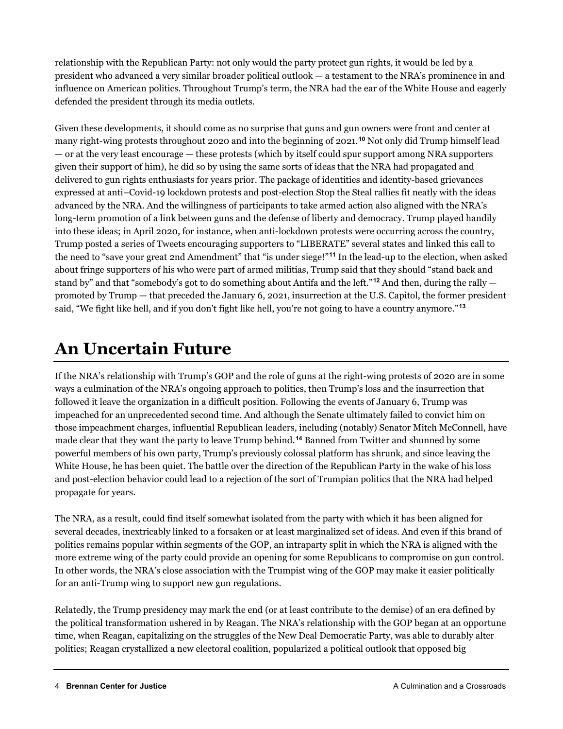relationship with the Republican Party: not only would the party protect gun rights, it would be led by a president who advanced a very similar broader political outlook — a testament to the NRA's prominence in and influence on American politics. Throughout Trump's term, the NRA had the ear of the White House and eagerly defended the president through its media outlets.

Given these developments, it should come as no surprise that guns and gun owners were front and center at many right-wing protests throughout 2020 and into the beginning of 2021.[10] Not only did Trump himself lead — or at the very least encourage — these protests (which by itself could spur support among NRA supporters given their support of him), he did so by using the same sorts of ideas that the NRA had propagated and delivered to gun rights enthusiasts for years prior. The package of identities and identity-based grievances expressed at anti–Covid-19 lockdown protests and post-election Stop the Steal rallies fit neatly with the ideas advanced by the NRA. And the willingness of participants to take armed action also aligned with the NRA's long-term promotion of a link between guns and the defense of liberty and democracy. Trump played handily into these ideas; in April 2020, for instance, when anti-lockdown protests were occurring across the country, Trump posted a series of Tweets encouraging supporters to "LIBERATE" several states and linked this call to the need to "save your great 2nd Amendment" that "is under siege!"[11] In the lead-up to the election, when asked about fringe supporters of his who were part of armed militias, Trump said that they should "stand back and stand by" and that "somebody's got to do something about Antifa and the left."[12] And then, during the rally — promoted by Trump — that preceded the January 6, 2021, insurrection at the U.S. Capitol, the former president said, "We fight like hell, and if you don't fight like hell, you're not going to have a country anymore."[13]

# An Uncertain Future

If the NRA's relationship with Trump's GOP and the role of guns at the right-wing protests of 2020 are in some ways a culmination of the NRA's ongoing approach to politics, then Trump's loss and the insurrection that followed it leave the organization in a difficult position. Following the events of January 6, Trump was impeached for an unprecedented second time. And although the Senate ultimately failed to convict him on those impeachment charges, influential Republican leaders, including (notably) Senator Mitch McConnell, have made clear that they want the party to leave Trump behind.[14] Banned from Twitter and shunned by some powerful members of his own party, Trump's previously colossal platform has shrunk, and since leaving the White House, he has been quiet. The battle over the direction of the Republican Party in the wake of his loss and post-election behavior could lead to a rejection of the sort of Trumpian politics that the NRA had helped propagate for years.

The NRA, as a result, could find itself somewhat isolated from the party with which it has been aligned for several decades, inextricably linked to a forsaken or at least marginalized set of ideas. And even if this brand of politics remains popular within segments of the GOP, an intraparty split in which the NRA is aligned with the more extreme wing of the party could provide an opening for some Republicans to compromise on gun control. In other words, the NRA's close association with the Trumpist wing of the GOP may make it easier politically for an anti-Trump wing to support new gun regulations.

Relatedly, the Trump presidency may mark the end (or at least contribute to the demise) of an era defined by the political transformation ushered in by Reagan. The NRA's relationship with the GOP began at an opportune time, when Reagan, capitalizing on the struggles of the New Deal Democratic Party, was able to durably alter politics; Reagan crystallized a new electoral coalition, popularized a political outlook that opposed big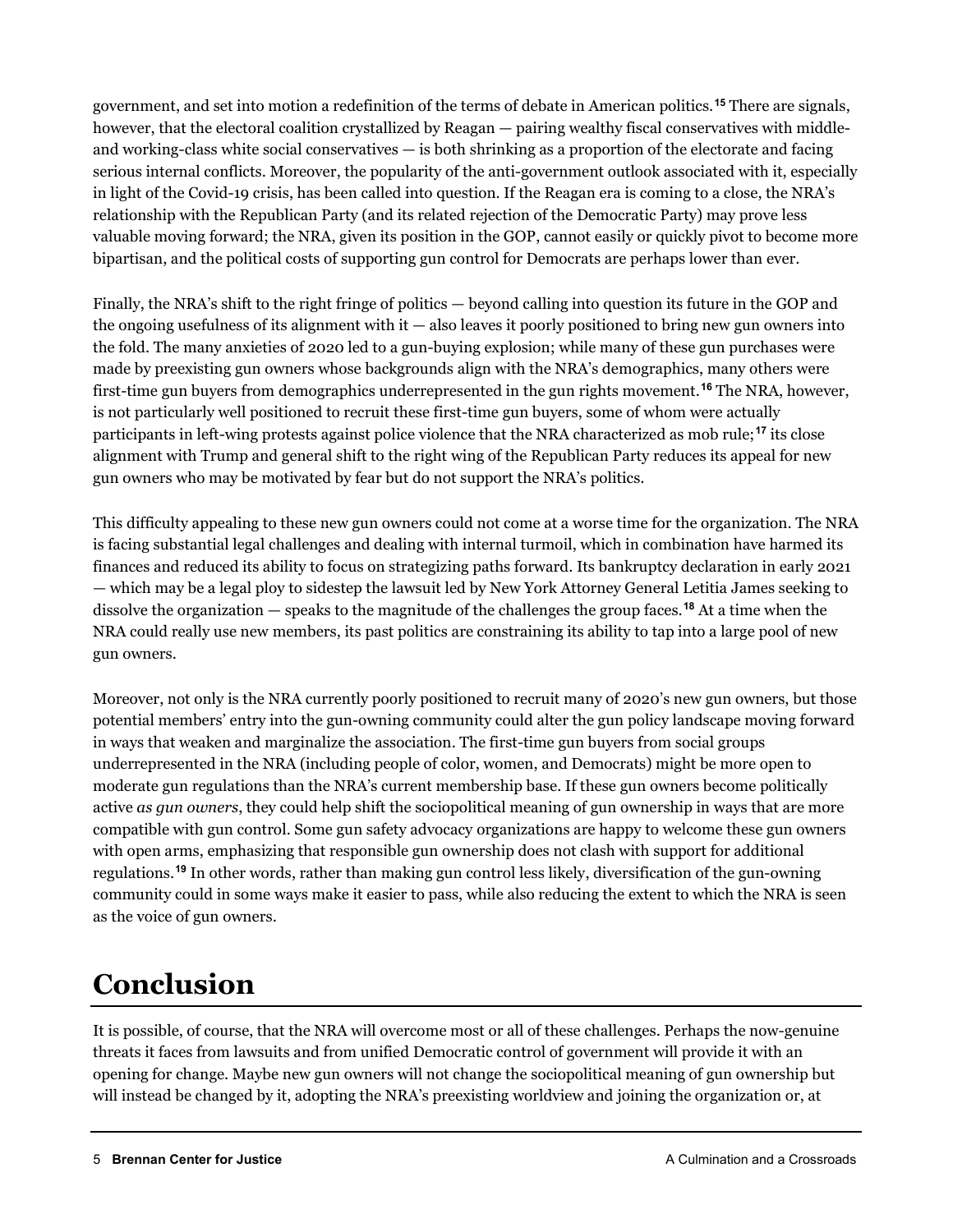government, and set into motion a redefinition of the terms of debate in American politics.[15] There are signals, however, that the electoral coalition crystallized by Reagan — pairing wealthy fiscal conservatives with middle- and working-class white social conservatives — is both shrinking as a proportion of the electorate and facing serious internal conflicts. Moreover, the popularity of the anti-government outlook associated with it, especially in light of the Covid-19 crisis, has been called into question. If the Reagan era is coming to a close, the NRA's relationship with the Republican Party (and its related rejection of the Democratic Party) may prove less valuable moving forward; the NRA, given its position in the GOP, cannot easily or quickly pivot to become more bipartisan, and the political costs of supporting gun control for Democrats are perhaps lower than ever.

Finally, the NRA's shift to the right fringe of politics — beyond calling into question its future in the GOP and the ongoing usefulness of its alignment with it — also leaves it poorly positioned to bring new gun owners into the fold. The many anxieties of 2020 led to a gun-buying explosion; while many of these gun purchases were made by preexisting gun owners whose backgrounds align with the NRA's demographics, many others were first-time gun buyers from demographics underrepresented in the gun rights movement.[16] The NRA, however, is not particularly well positioned to recruit these first-time gun buyers, some of whom were actually participants in left-wing protests against police violence that the NRA characterized as mob rule;[17] its close alignment with Trump and general shift to the right wing of the Republican Party reduces its appeal for new gun owners who may be motivated by fear but do not support the NRA's politics.

This difficulty appealing to these new gun owners could not come at a worse time for the organization. The NRA is facing substantial legal challenges and dealing with internal turmoil, which in combination have harmed its finances and reduced its ability to focus on strategizing paths forward. Its bankruptcy declaration in early 2021 — which may be a legal ploy to sidestep the lawsuit led by New York Attorney General Letitia James seeking to dissolve the organization — speaks to the magnitude of the challenges the group faces.[18] At a time when the NRA could really use new members, its past politics are constraining its ability to tap into a large pool of new gun owners.

Moreover, not only is the NRA currently poorly positioned to recruit many of 2020's new gun owners, but those potential members' entry into the gun-owning community could alter the gun policy landscape moving forward in ways that weaken and marginalize the association. The first-time gun buyers from social groups underrepresented in the NRA (including people of color, women, and Democrats) might be more open to moderate gun regulations than the NRA's current membership base. If these gun owners become politically active *as gun owners*, they could help shift the sociopolitical meaning of gun ownership in ways that are more compatible with gun control. Some gun safety advocacy organizations are happy to welcome these gun owners with open arms, emphasizing that responsible gun ownership does not clash with support for additional regulations.[19] In other words, rather than making gun control less likely, diversification of the gun-owning community could in some ways make it easier to pass, while also reducing the extent to which the NRA is seen as the voice of gun owners.

# Conclusion

It is possible, of course, that the NRA will overcome most or all of these challenges. Perhaps the now-genuine threats it faces from lawsuits and from unified Democratic control of government will provide it with an opening for change. Maybe new gun owners will not change the sociopolitical meaning of gun ownership but will instead be changed by it, adopting the NRA's preexisting worldview and joining the organization or, at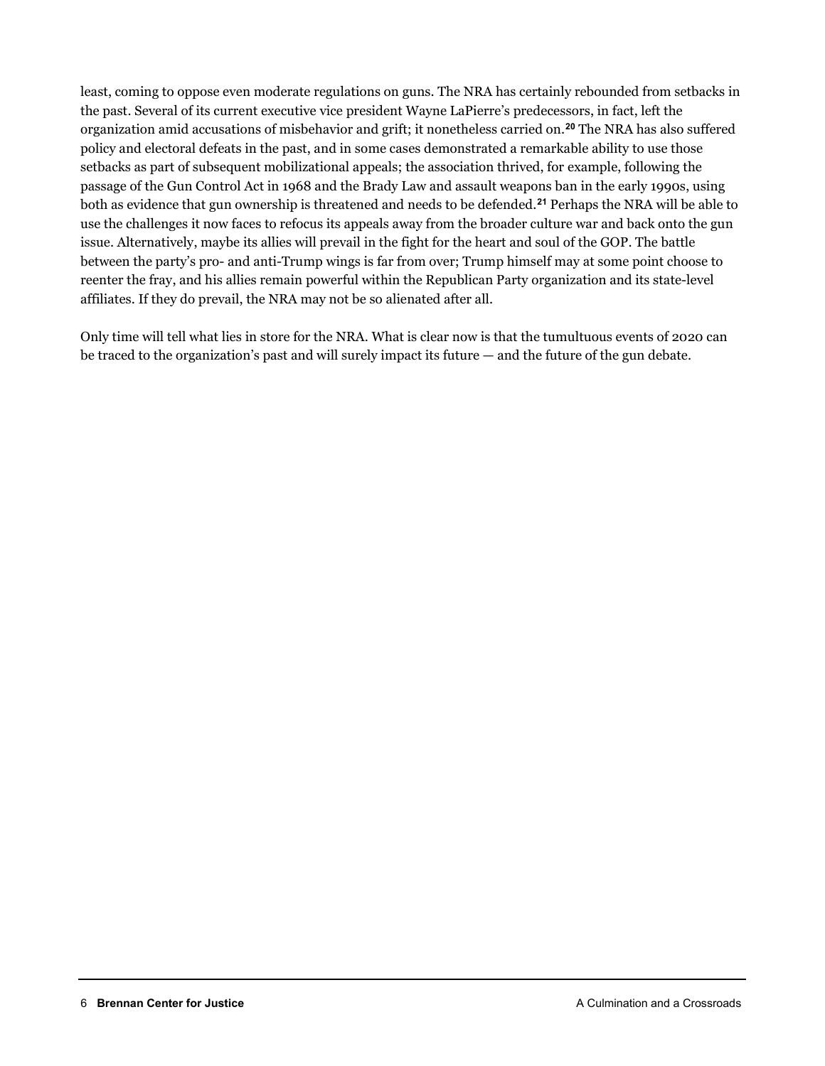least, coming to oppose even moderate regulations on guns. The NRA has certainly rebounded from setbacks in the past. Several of its current executive vice president Wayne LaPierre's predecessors, in fact, left the organization amid accusations of misbehavior and grift; it nonetheless carried on.[20] The NRA has also suffered policy and electoral defeats in the past, and in some cases demonstrated a remarkable ability to use those setbacks as part of subsequent mobilizational appeals; the association thrived, for example, following the passage of the Gun Control Act in 1968 and the Brady Law and assault weapons ban in the early 1990s, using both as evidence that gun ownership is threatened and needs to be defended.[21] Perhaps the NRA will be able to use the challenges it now faces to refocus its appeals away from the broader culture war and back onto the gun issue. Alternatively, maybe its allies will prevail in the fight for the heart and soul of the GOP. The battle between the party's pro- and anti-Trump wings is far from over; Trump himself may at some point choose to reenter the fray, and his allies remain powerful within the Republican Party organization and its state-level affiliates. If they do prevail, the NRA may not be so alienated after all.

Only time will tell what lies in store for the NRA. What is clear now is that the tumultuous events of 2020 can be traced to the organization's past and will surely impact its future — and the future of the gun debate.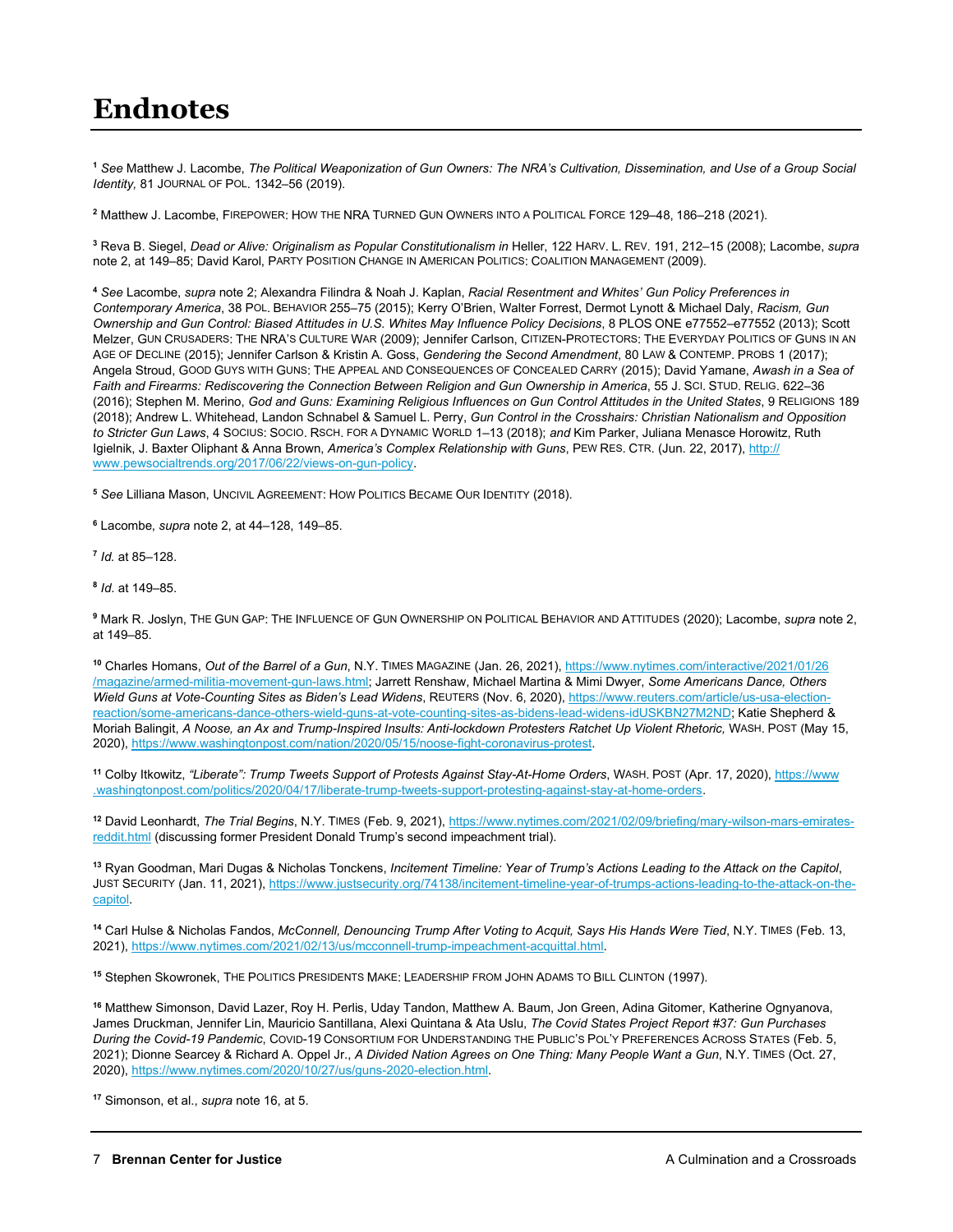# Endnotes

[1] *See* Matthew J. Lacombe, *The Political Weaponization of Gun Owners: The NRA's Cultivation, Dissemination, and Use of a Group Social Identity,* 81 JOURNAL OF POL. 1342–56 (2019).

[2] Matthew J. Lacombe, FIREPOWER: HOW THE NRA TURNED GUN OWNERS INTO A POLITICAL FORCE 129–48, 186–218 (2021).

[3] Reva B. Siegel, *Dead or Alive: Originalism as Popular Constitutionalism in* Heller, 122 HARV. L. REV. 191, 212–15 (2008); Lacombe, *supra* note 2, at 149–85; David Karol, PARTY POSITION CHANGE IN AMERICAN POLITICS: COALITION MANAGEMENT (2009).

[4] *See* Lacombe, *supra* note 2; Alexandra Filindra & Noah J. Kaplan, *Racial Resentment and Whites' Gun Policy Preferences in Contemporary America*, 38 POL. BEHAVIOR 255–75 (2015); Kerry O'Brien, Walter Forrest, Dermot Lynott & Michael Daly, *Racism, Gun Ownership and Gun Control: Biased Attitudes in U.S. Whites May Influence Policy Decisions*, 8 PLOS ONE e77552–e77552 (2013); Scott Melzer, GUN CRUSADERS: THE NRA'S CULTURE WAR (2009); Jennifer Carlson, CITIZEN-PROTECTORS: THE EVERYDAY POLITICS OF GUNS IN AN AGE OF DECLINE (2015); Jennifer Carlson & Kristin A. Goss, *Gendering the Second Amendment*, 80 LAW & CONTEMP. PROBS 1 (2017); Angela Stroud, GOOD GUYS WITH GUNS: THE APPEAL AND CONSEQUENCES OF CONCEALED CARRY (2015); David Yamane, *Awash in a Sea of Faith and Firearms: Rediscovering the Connection Between Religion and Gun Ownership in America*, 55 J. SCI. STUD. RELIG. 622–36 (2016); Stephen M. Merino, *God and Guns: Examining Religious Influences on Gun Control Attitudes in the United States*, 9 RELIGIONS 189 (2018); Andrew L. Whitehead, Landon Schnabel & Samuel L. Perry, *Gun Control in the Crosshairs: Christian Nationalism and Opposition to Stricter Gun Laws*, 4 SOCIUS: SOCIO. RSCH. FOR A DYNAMIC WORLD 1–13 (2018); *and* Kim Parker, Juliana Menasce Horowitz, Ruth Igielnik, J. Baxter Oliphant & Anna Brown, *America's Complex Relationship with Guns*, PEW RES. CTR. (Jun. 22, 2017), http://www.pewsocialtrends.org/2017/06/22/views-on-gun-policy.

[5] *See* Lilliana Mason, UNCIVIL AGREEMENT: HOW POLITICS BECAME OUR IDENTITY (2018).

[6] Lacombe, *supra* note 2, at 44–128, 149–85.

[7] *Id.* at 85–128.

[8] *Id.* at 149–85.

[9] Mark R. Joslyn, THE GUN GAP: THE INFLUENCE OF GUN OWNERSHIP ON POLITICAL BEHAVIOR AND ATTITUDES (2020); Lacombe, *supra* note 2, at 149–85.

[10] Charles Homans, *Out of the Barrel of a Gun*, N.Y. TIMES MAGAZINE (Jan. 26, 2021), https://www.nytimes.com/interactive/2021/01/26/magazine/armed-militia-movement-gun-laws.html; Jarrett Renshaw, Michael Martina & Mimi Dwyer, *Some Americans Dance, Others Wield Guns at Vote-Counting Sites as Biden's Lead Widens*, REUTERS (Nov. 6, 2020), https://www.reuters.com/article/us-usa-election-reaction/some-americans-dance-others-wield-guns-at-vote-counting-sites-as-bidens-lead-widens-idUSKBN27M2ND; Katie Shepherd & Moriah Balingit, *A Noose, an Ax and Trump-Inspired Insults: Anti-lockdown Protesters Ratchet Up Violent Rhetoric,* WASH. POST (May 15, 2020), https://www.washingtonpost.com/nation/2020/05/15/noose-fight-coronavirus-protest.

[11] Colby Itkowitz, *"Liberate": Trump Tweets Support of Protests Against Stay-At-Home Orders*, WASH. POST (Apr. 17, 2020), https://www.washingtonpost.com/politics/2020/04/17/liberate-trump-tweets-support-protesting-against-stay-at-home-orders.

[12] David Leonhardt, *The Trial Begins*, N.Y. TIMES (Feb. 9, 2021), https://www.nytimes.com/2021/02/09/briefing/mary-wilson-mars-emirates-reddit.html (discussing former President Donald Trump's second impeachment trial).

[13] Ryan Goodman, Mari Dugas & Nicholas Tonckens, *Incitement Timeline: Year of Trump's Actions Leading to the Attack on the Capitol*, JUST SECURITY (Jan. 11, 2021), https://www.justsecurity.org/74138/incitement-timeline-year-of-trumps-actions-leading-to-the-attack-on-the-capitol.

[14] Carl Hulse & Nicholas Fandos, *McConnell, Denouncing Trump After Voting to Acquit, Says His Hands Were Tied*, N.Y. TIMES (Feb. 13, 2021), https://www.nytimes.com/2021/02/13/us/mcconnell-trump-impeachment-acquittal.html.

[15] Stephen Skowronek, THE POLITICS PRESIDENTS MAKE: LEADERSHIP FROM JOHN ADAMS TO BILL CLINTON (1997).

[16] Matthew Simonson, David Lazer, Roy H. Perlis, Uday Tandon, Matthew A. Baum, Jon Green, Adina Gitomer, Katherine Ognyanova, James Druckman, Jennifer Lin, Mauricio Santillana, Alexi Quintana & Ata Uslu, *The Covid States Project Report #37: Gun Purchases During the Covid-19 Pandemic*, COVID-19 CONSORTIUM FOR UNDERSTANDING THE PUBLIC'S POL'Y PREFERENCES ACROSS STATES (Feb. 5, 2021); Dionne Searcey & Richard A. Oppel Jr., *A Divided Nation Agrees on One Thing: Many People Want a Gun*, N.Y. TIMES (Oct. 27, 2020), https://www.nytimes.com/2020/10/27/us/guns-2020-election.html.

[17] Simonson, et al., *supra* note 16, at 5.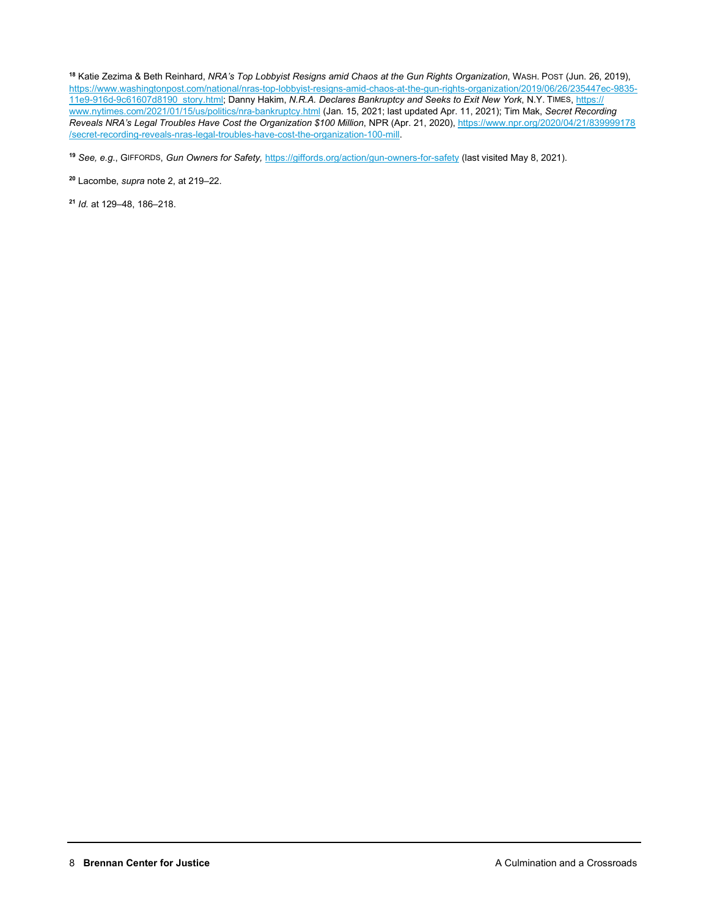[18] Katie Zezima & Beth Reinhard, *NRA's Top Lobbyist Resigns amid Chaos at the Gun Rights Organization*, WASH. POST (Jun. 26, 2019), https://www.washingtonpost.com/national/nras-top-lobbyist-resigns-amid-chaos-at-the-gun-rights-organization/2019/06/26/235447ec-9835-11e9-916d-9c61607d8190_story.html; Danny Hakim, *N.R.A. Declares Bankruptcy and Seeks to Exit New York*, N.Y. TIMES, https://www.nytimes.com/2021/01/15/us/politics/nra-bankruptcy.html (Jan. 15, 2021; last updated Apr. 11, 2021); Tim Mak, *Secret Recording Reveals NRA's Legal Troubles Have Cost the Organization $100 Million*, NPR (Apr. 21, 2020), https://www.npr.org/2020/04/21/839999178/secret-recording-reveals-nras-legal-troubles-have-cost-the-organization-100-mill.

[19] *See, e.g.*, GIFFORDS, *Gun Owners for Safety,* https://giffords.org/action/gun-owners-for-safety (last visited May 8, 2021).

[20] Lacombe, *supra* note 2, at 219–22.

[21] *Id.* at 129–48, 186–218.